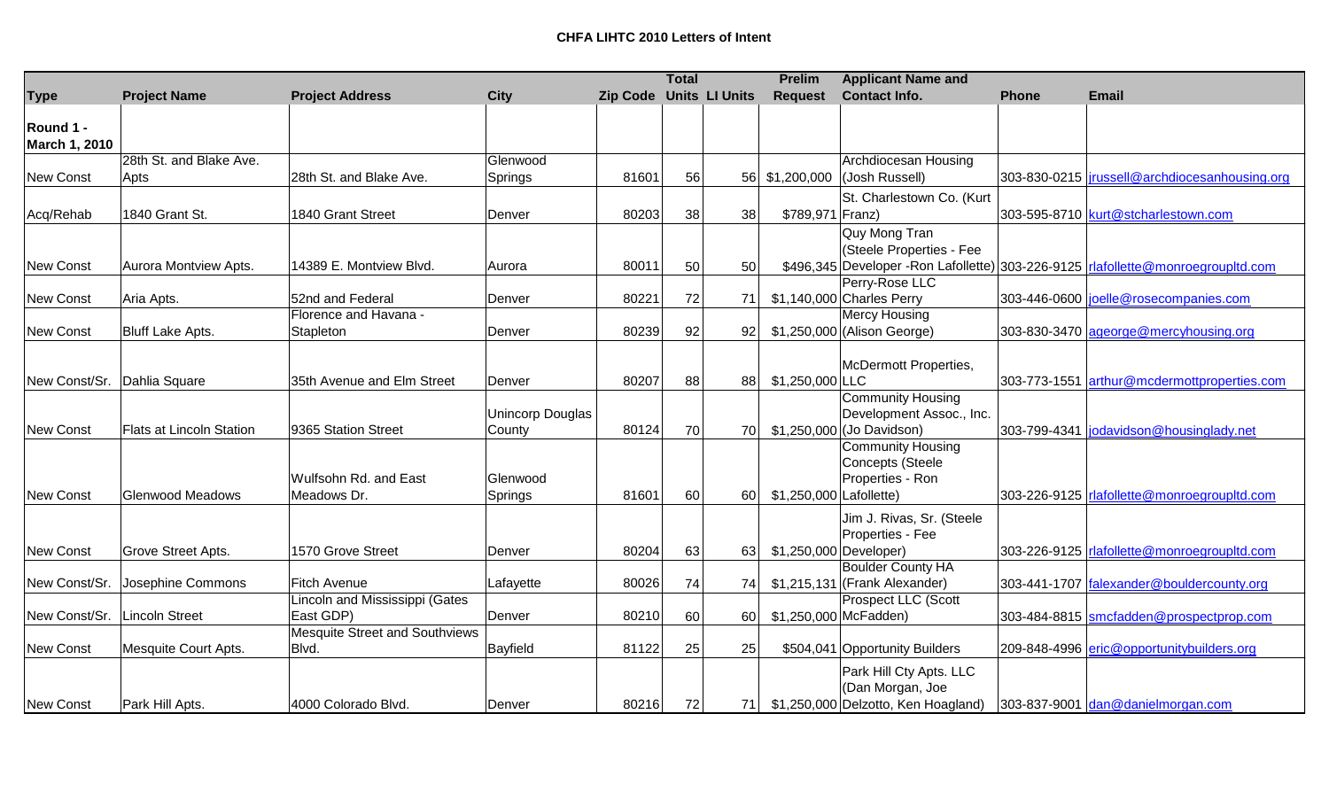# CHFA LIHTC 2010 Letters of Intent

| Type | Project Name | Project Address | City | Zip Code | Total Units | LI Units | Prelim Request | Applicant Name and Contact Info. | Phone | Email |
|---|---|---|---|---|---|---|---|---|---|---|
| **Round 1 - March 1, 2010** | | | | | | | | | | |
| New Const | 28th St. and Blake Ave. Apts | 28th St. and Blake Ave. | Glenwood Springs | 81601 | 56 | 56 | $1,200,000 | Archdiocesan Housing (Josh Russell) | 303-830-0215 | jrussell@archdiocesanhousing.org |
| Acq/Rehab | 1840 Grant St. | 1840 Grant Street | Denver | 80203 | 38 | 38 | $789,971 | St. Charlestown Co. (Kurt Franz) | 303-595-8710 | kurt@stcharlestown.com |
| New Const | Aurora Montview Apts. | 14389 E. Montview Blvd. | Aurora | 80011 | 50 | 50 | $496,345 | Quy Mong Tran (Steele Properties - Fee Developer -Ron Lafollette) | 303-226-9125 | rlafollette@monroegroupltd.com |
| New Const | Aria Apts. | 52nd and Federal | Denver | 80221 | 72 | 71 | $1,140,000 | Perry-Rose LLC Charles Perry | 303-446-0600 | joelle@rosecompanies.com |
| New Const | Bluff Lake Apts. | Florence and Havana - Stapleton | Denver | 80239 | 92 | 92 | $1,250,000 | Mercy Housing (Alison George) | 303-830-3470 | ageorge@mercyhousing.org |
| New Const/Sr. | Dahlia Square | 35th Avenue and Elm Street | Denver | 80207 | 88 | 88 | $1,250,000 | McDermott Properties, LLC | 303-773-1551 | arthur@mcdermottproperties.com |
| New Const | Flats at Lincoln Station | 9365 Station Street | Unincorp Douglas County | 80124 | 70 | 70 | $1,250,000 | Community Housing Development Assoc., Inc. (Jo Davidson) | 303-799-4341 | jodavidson@housinglady.net |
| New Const | Glenwood Meadows | Wulfsohn Rd. and East Meadows Dr. | Glenwood Springs | 81601 | 60 | 60 | $1,250,000 | Community Housing Concepts (Steele Properties - Ron Lafollette) | 303-226-9125 | rlafollette@monroegroupltd.com |
| New Const | Grove Street Apts. | 1570 Grove Street | Denver | 80204 | 63 | 63 | $1,250,000 | Jim J. Rivas, Sr. (Steele Properties - Fee Developer) | 303-226-9125 | rlafollette@monroegroupltd.com |
| New Const/Sr. | Josephine Commons | Fitch Avenue | Lafayette | 80026 | 74 | 74 | $1,215,131 | Boulder County HA (Frank Alexander) | 303-441-1707 | falexander@bouldercounty.org |
| New Const/Sr. | Lincoln Street | Lincoln and Mississippi (Gates East GDP) | Denver | 80210 | 60 | 60 | $1,250,000 | Prospect LLC (Scott McFadden) | 303-484-8815 | smcfadden@prospectprop.com |
| New Const | Mesquite Court Apts. | Mesquite Street and Southviews Blvd. | Bayfield | 81122 | 25 | 25 | $504,041 | Opportunity Builders | 209-848-4996 | eric@opportunitybuilders.org |
| New Const | Park Hill Apts. | 4000 Colorado Blvd. | Denver | 80216 | 72 | 71 | $1,250,000 | Park Hill Cty Apts. LLC (Dan Morgan, Joe Delzotto, Ken Hoagland) | 303-837-9001 | dan@danielmorgan.com |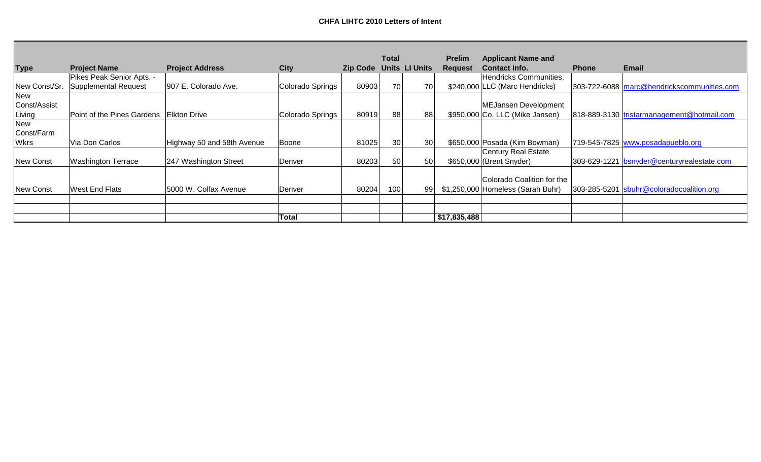**CHFA LIHTC 2010 Letters of Intent**

| Type | Project Name | Project Address | City | Zip Code | Total Units | LI Units | Prelim Request | Applicant Name and Contact Info. | Phone | Email |
|---|---|---|---|---|---|---|---|---|---|---|
| New Const/Sr. | Pikes Peak Senior Apts. - Supplemental Request | 907 E. Colorado Ave. | Colorado Springs | 80903 | 70 | 70 | $240,000 | Hendricks Communities, LLC (Marc Hendricks) | 303-722-6088 | marc@hendrickscommunities.com |
| New Const/Assist Living | Point of the Pines Gardens | Elkton Drive | Colorado Springs | 80919 | 88 | 88 | $950,000 | MEJansen Development Co. LLC (Mike Jansen) | 818-889-3130 | tristarmanagement@hotmail.com |
| New Const/Farm Wkrs | Via Don Carlos | Highway 50 and 58th Avenue | Boone | 81025 | 30 | 30 | $650,000 | Posada (Kim Bowman) | 719-545-7825 | www.posadapueblo.org |
| New Const | Washington Terrace | 247 Washington Street | Denver | 80203 | 50 | 50 | $650,000 | Century Real Estate (Brent Snyder) | 303-629-1221 | bsnyder@centuryrealestate.com |
| New Const | West End Flats | 5000 W. Colfax Avenue | Denver | 80204 | 100 | 99 | $1,250,000 | Colorado Coalition for the Homeless (Sarah Buhr) | 303-285-5201 | sbuhr@coloradocoalition.org |
| | | | | | | | | | | |
| | | | | | | | | | | |
| | | | Total | | | | $17,835,488 | | | |